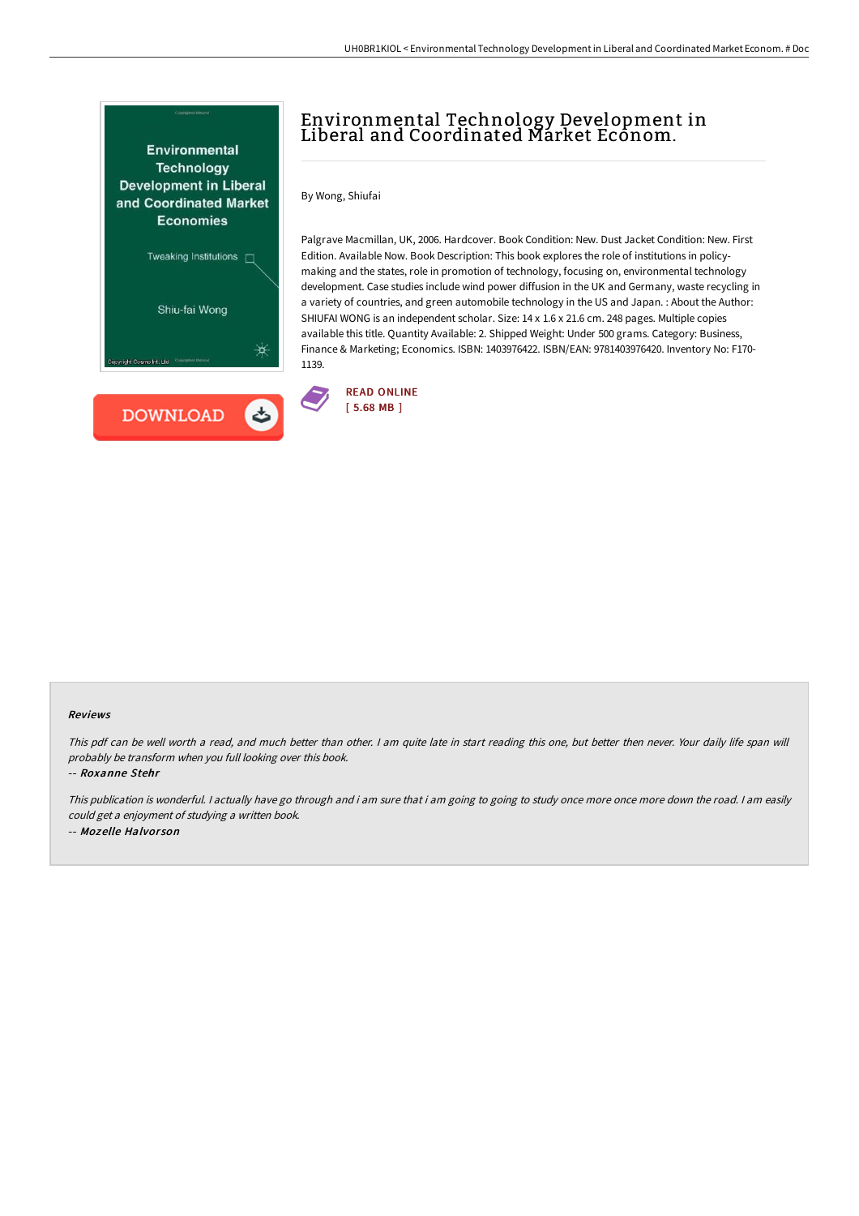# Environmental Technology Development in Liberal and Coordinated Market Econom.

By Wong, Shiufai

Palgrave Macmillan, UK, 2006. Hardcover. Book Condition: New. Dust Jacket Condition: New. First Edition. Available Now. Book Description: This book explores the role of institutions in policy-making and the states, role in promotion of technology, focusing on, environmental technology development. Case studies include wind power diffusion in the UK and Germany, waste recycling in a variety of countries, and green automobile technology in the US and Japan. : About the Author: SHIUFAI WONG is an independent scholar. Size: 14 x 1.6 x 21.6 cm. 248 pages. Multiple copies available this title. Quantity Available: 2. Shipped Weight: Under 500 grams. Category: Business, Finance & Marketing; Economics. ISBN: 1403976422. ISBN/EAN: 9781403976420. Inventory No: F170-1139.

READ ONLINE
[ 5.68 MB ]

#### Reviews

*This pdf can be well worth a read, and much better than other. I am quite late in start reading this one, but better then never. Your daily life span will probably be transform when you full looking over this book.*

-- ***Roxanne Stehr***

*This publication is wonderful. I actually have go through and i am sure that i am going to going to study once more once more down the road. I am easily could get a enjoyment of studying a written book.*

-- ***Mozelle Halvorson***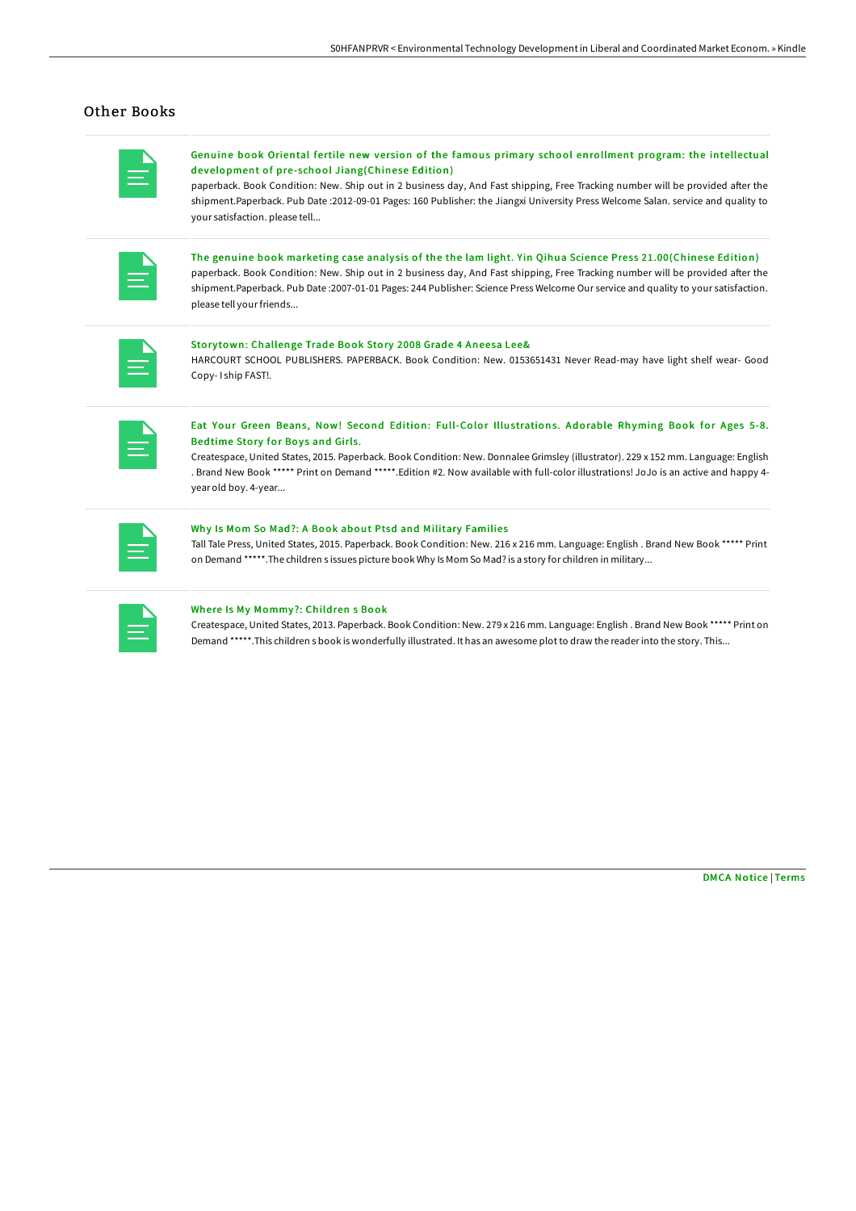## Other Books

**Genuine book Oriental fertile new version of the famous primary school enrollment program: the intellectual development of pre-school Jiang(Chinese Edition)**

paperback. Book Condition: New. Ship out in 2 business day, And Fast shipping, Free Tracking number will be provided after the shipment.Paperback. Pub Date :2012-09-01 Pages: 160 Publisher: the Jiangxi University Press Welcome Salan. service and quality to your satisfaction. please tell...

**The genuine book marketing case analysis of the the lam light. Yin Qihua Science Press 21.00(Chinese Edition)**

paperback. Book Condition: New. Ship out in 2 business day, And Fast shipping, Free Tracking number will be provided after the shipment.Paperback. Pub Date :2007-01-01 Pages: 244 Publisher: Science Press Welcome Our service and quality to your satisfaction. please tell your friends...

**Storytown: Challenge Trade Book Story 2008 Grade 4 Aneesa Lee&**

HARCOURT SCHOOL PUBLISHERS. PAPERBACK. Book Condition: New. 0153651431 Never Read-may have light shelf wear- Good Copy- I ship FAST!.

**Eat Your Green Beans, Now! Second Edition: Full-Color Illustrations. Adorable Rhyming Book for Ages 5-8. Bedtime Story for Boys and Girls.**

Createspace, United States, 2015. Paperback. Book Condition: New. Donnalee Grimsley (illustrator). 229 x 152 mm. Language: English . Brand New Book ***** Print on Demand *****.Edition #2. Now available with full-color illustrations! JoJo is an active and happy 4-year old boy. 4-year...

**Why Is Mom So Mad?: A Book about Ptsd and Military Families**

Tall Tale Press, United States, 2015. Paperback. Book Condition: New. 216 x 216 mm. Language: English . Brand New Book ***** Print on Demand *****.The children s issues picture book Why Is Mom So Mad? is a story for children in military...

**Where Is My Mommy?: Children s Book**

Createspace, United States, 2013. Paperback. Book Condition: New. 279 x 216 mm. Language: English . Brand New Book ***** Print on Demand *****.This children s book is wonderfully illustrated. It has an awesome plot to draw the reader into the story. This...